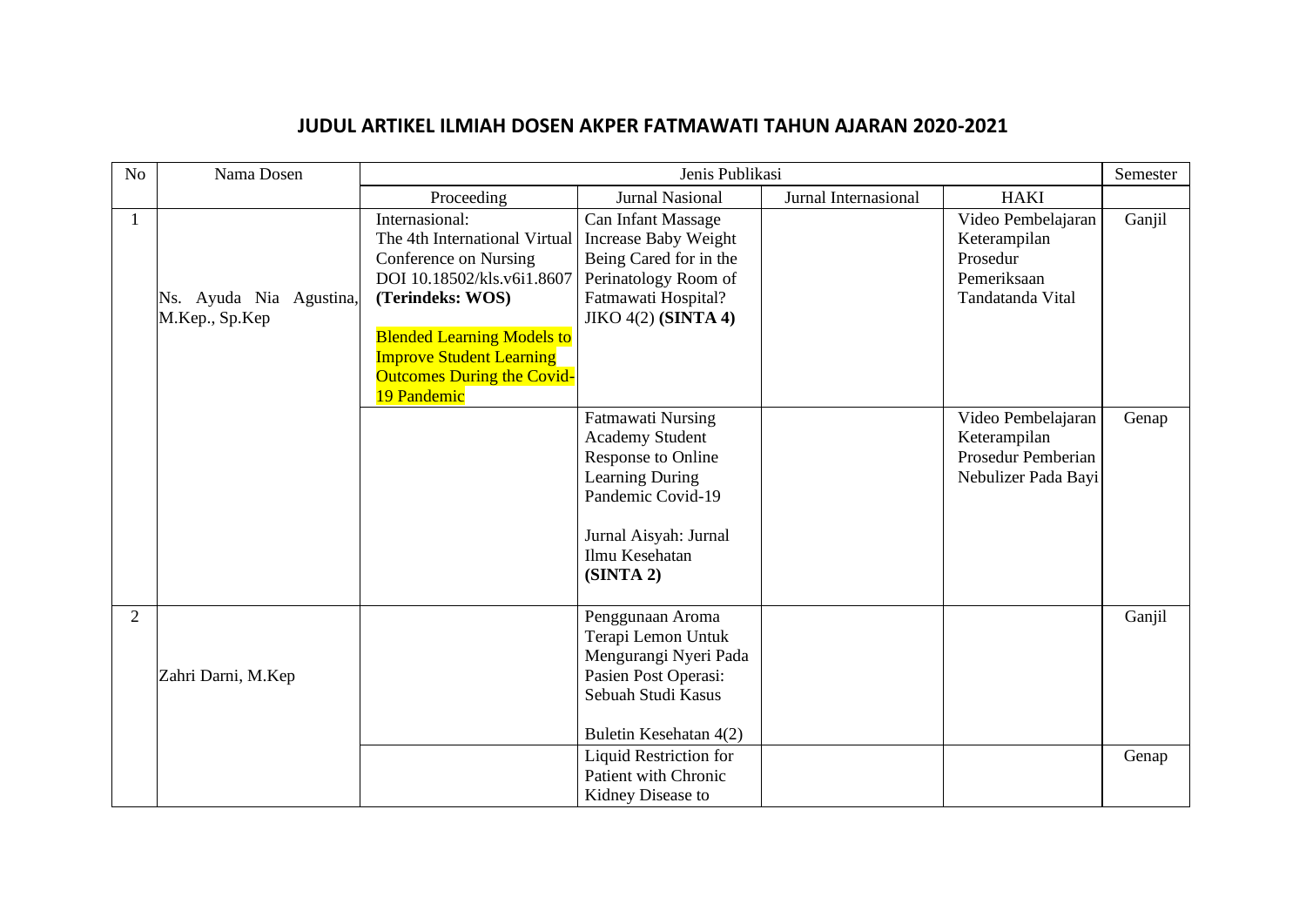# JUDUL ARTIKEL ILMIAH DOSEN AKPER FATMAWATI TAHUN AJARAN 2020-2021

| No | Nama Dosen | Jenis Publikasi | | | | Semester |
|---|---|---|---|---|---|---|
| | | Proceeding | Jurnal Nasional | Jurnal Internasional | HAKI | |
| 1 | Ns. Ayuda Nia Agustina, M.Kep., Sp.Kep | Internasional: The 4th International Virtual Conference on Nursing DOI 10.18502/kls.v6i1.8607 **(Terindeks: WOS)** Blended Learning Models to Improve Student Learning Outcomes During the Covid-19 Pandemic | Can Infant Massage Increase Baby Weight Being Cared for in the Perinatology Room of Fatmawati Hospital? JIKO 4(2) **(SINTA 4)** | | Video Pembelajaran Keterampilan Prosedur Pemeriksaan Tandatanda Vital | Ganjil |
| | | | Fatmawati Nursing Academy Student Response to Online Learning During Pandemic Covid-19 Jurnal Aisyah: Jurnal Ilmu Kesehatan **(SINTA 2)** | | Video Pembelajaran Keterampilan Prosedur Pemberian Nebulizer Pada Bayi | Genap |
| 2 | Zahri Darni, M.Kep | | Penggunaan Aroma Terapi Lemon Untuk Mengurangi Nyeri Pada Pasien Post Operasi: Sebuah Studi Kasus Buletin Kesehatan 4(2) | | | Ganjil |
| | | | Liquid Restriction for Patient with Chronic Kidney Disease to | | | Genap |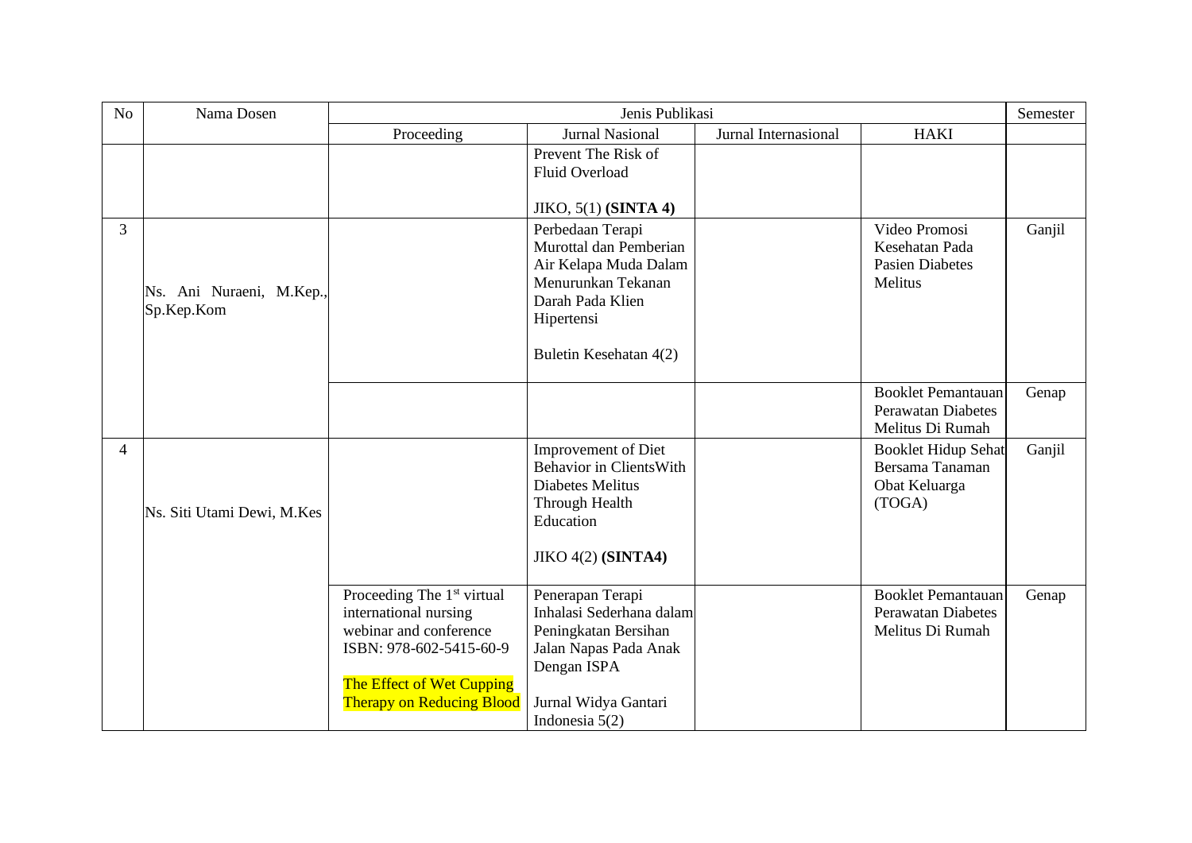| No | Nama Dosen | Jenis Publikasi | | | | Semester |
|---|---|---|---|---|---|---|
| | | Proceeding | Jurnal Nasional | Jurnal Internasional | HAKI | |
| | | | Prevent The Risk of Fluid Overload<br><br>JIKO, 5(1) **(SINTA 4)** | | | |
| 3 | Ns. Ani Nuraeni, M.Kep., Sp.Kep.Kom | | Perbedaan Terapi Murottal dan Pemberian Air Kelapa Muda Dalam Menurunkan Tekanan Darah Pada Klien Hipertensi<br><br>Buletin Kesehatan 4(2) | | Video Promosi Kesehatan Pada Pasien Diabetes Melitus | Ganjil |
| | | | | | Booklet Pemantauan Perawatan Diabetes Melitus Di Rumah | Genap |
| 4 | Ns. Siti Utami Dewi, M.Kes | | Improvement of Diet Behavior in ClientsWith Diabetes Melitus Through Health Education<br><br>JIKO 4(2) **(SINTA4)** | | Booklet Hidup Sehat Bersama Tanaman Obat Keluarga (TOGA) | Ganjil |
| | | Proceeding The 1st virtual international nursing webinar and conference ISBN: 978-602-5415-60-9<br><br>The Effect of Wet Cupping Therapy on Reducing Blood | Penerapan Terapi Inhalasi Sederhana dalam Peningkatan Bersihan Jalan Napas Pada Anak Dengan ISPA<br><br>Jurnal Widya Gantari Indonesia 5(2) | | Booklet Pemantauan Perawatan Diabetes Melitus Di Rumah | Genap |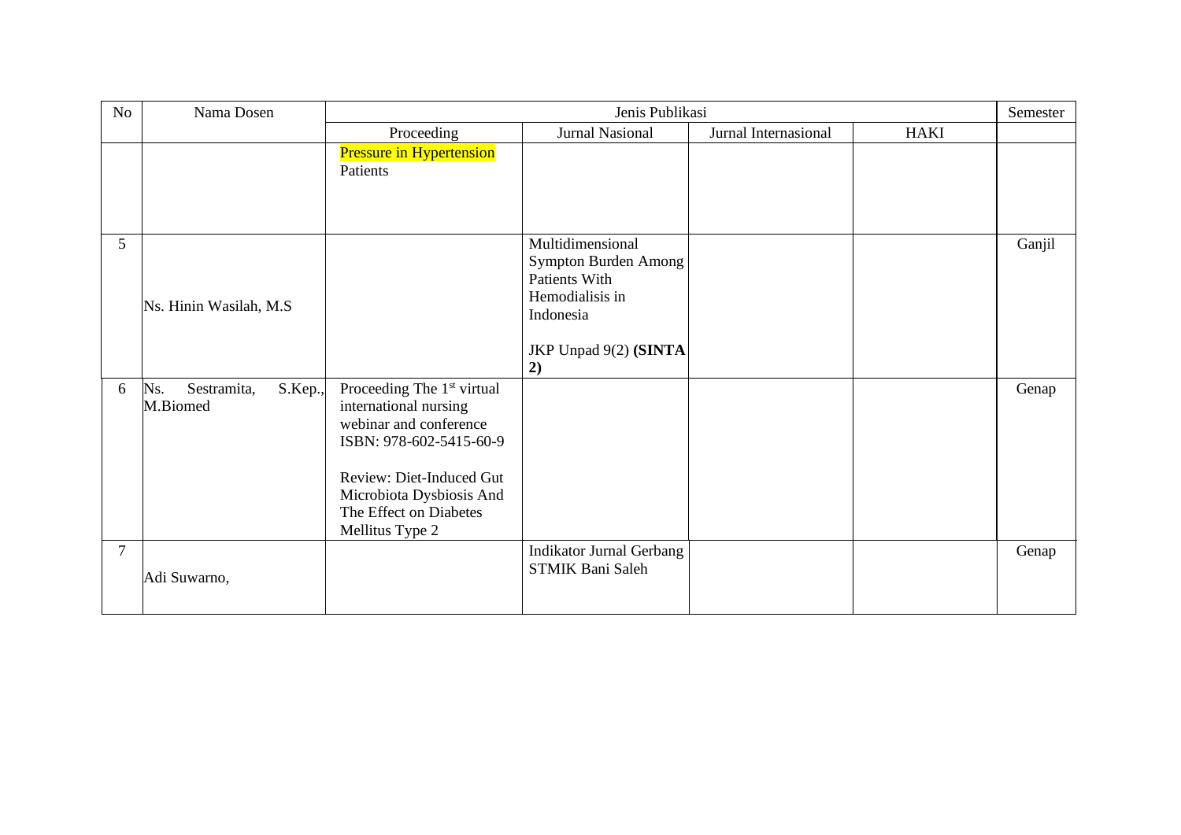| No | Nama Dosen | Jenis Publikasi | | | | Semester |
|---|---|---|---|---|---|---|
| | | Proceeding | Jurnal Nasional | Jurnal Internasional | HAKI | |
| | | Pressure in Hypertension Patients | | | | |
| 5 | Ns. Hinin Wasilah, M.S | | Multidimensional Sympton Burden Among Patients With Hemodialisis in Indonesia<br><br>JKP Unpad 9(2) **(SINTA 2)** | | | Ganjil |
| 6 | Ns. Sestramita, S.Kep., M.Biomed | Proceeding The 1st virtual international nursing webinar and conference ISBN: 978-602-5415-60-9<br><br>Review: Diet-Induced Gut Microbiota Dysbiosis And The Effect on Diabetes Mellitus Type 2 | | | | Genap |
| 7 | Adi Suwarno, | | Indikator Jurnal Gerbang STMIK Bani Saleh | | | Genap |